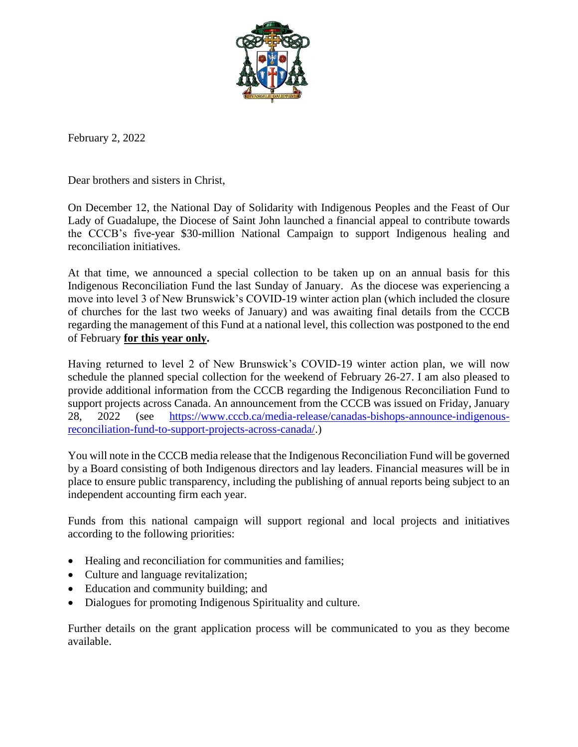February 2, 2022

Dear brothers and sisters in Christ,

On December 12, the National Day of Solidarity with Indigenous Peoples and the Feast of Our Lady of Guadalupe, the Diocese of Saint John launched a financial appeal to contribute towards the CCCB's five-year $30-million National Campaign to support Indigenous healing and reconciliation initiatives.

At that time, we announced a special collection to be taken up on an annual basis for this Indigenous Reconciliation Fund the last Sunday of January. As the diocese was experiencing a move into level 3 of New Brunswick's COVID-19 winter action plan (which included the closure of churches for the last two weeks of January) and was awaiting final details from the CCCB regarding the management of this Fund at a national level, this collection was postponed to the end of February **for this year only.**

Having returned to level 2 of New Brunswick's COVID-19 winter action plan, we will now schedule the planned special collection for the weekend of February 26-27. I am also pleased to provide additional information from the CCCB regarding the Indigenous Reconciliation Fund to support projects across Canada. An announcement from the CCCB was issued on Friday, January 28, 2022 (see [https://www.cccb.ca/media-release/canadas-bishops-announce-indigenous-reconciliation-fund-to-support-projects-across-canada/](https://www.cccb.ca/media-release/canadas-bishops-announce-indigenous-reconciliation-fund-to-support-projects-across-canada/).)

You will note in the CCCB media release that the Indigenous Reconciliation Fund will be governed by a Board consisting of both Indigenous directors and lay leaders. Financial measures will be in place to ensure public transparency, including the publishing of annual reports being subject to an independent accounting firm each year.

Funds from this national campaign will support regional and local projects and initiatives according to the following priorities:

- Healing and reconciliation for communities and families;
- Culture and language revitalization;
- Education and community building; and
- Dialogues for promoting Indigenous Spirituality and culture.

Further details on the grant application process will be communicated to you as they become available.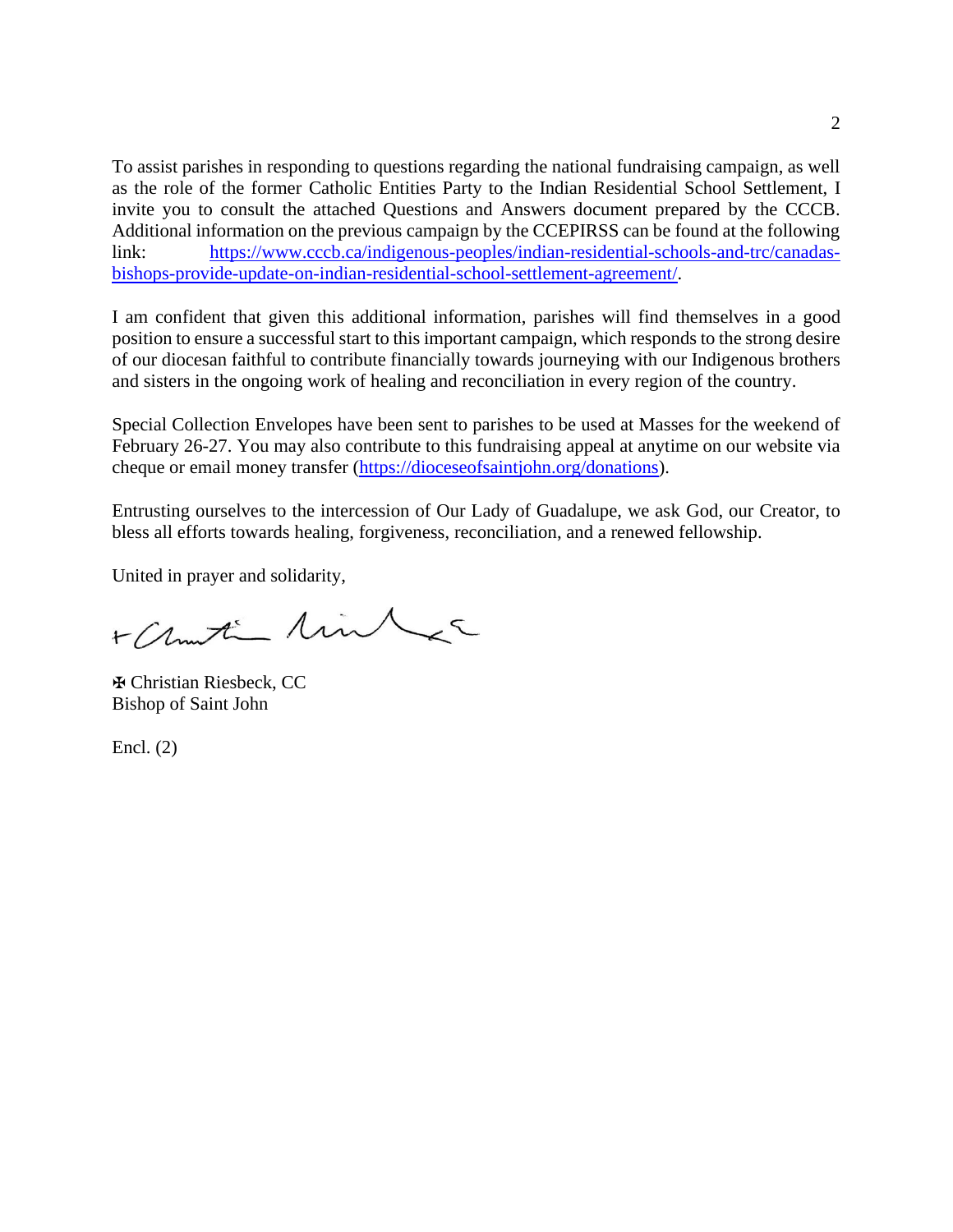To assist parishes in responding to questions regarding the national fundraising campaign, as well as the role of the former Catholic Entities Party to the Indian Residential School Settlement, I invite you to consult the attached Questions and Answers document prepared by the CCCB. Additional information on the previous campaign by the CCEPIRSS can be found at the following link: https://www.cccb.ca/indigenous-peoples/indian-residential-schools-and-trc/canadas-bishops-provide-update-on-indian-residential-school-settlement-agreement/.

I am confident that given this additional information, parishes will find themselves in a good position to ensure a successful start to this important campaign, which responds to the strong desire of our diocesan faithful to contribute financially towards journeying with our Indigenous brothers and sisters in the ongoing work of healing and reconciliation in every region of the country.

Special Collection Envelopes have been sent to parishes to be used at Masses for the weekend of February 26-27. You may also contribute to this fundraising appeal at anytime on our website via cheque or email money transfer (https://dioceseofsaintjohn.org/donations).

Entrusting ourselves to the intercession of Our Lady of Guadalupe, we ask God, our Creator, to bless all efforts towards healing, forgiveness, reconciliation, and a renewed fellowship.

United in prayer and solidarity,

✠ Christian Riesbeck, CC
Bishop of Saint John

Encl. (2)